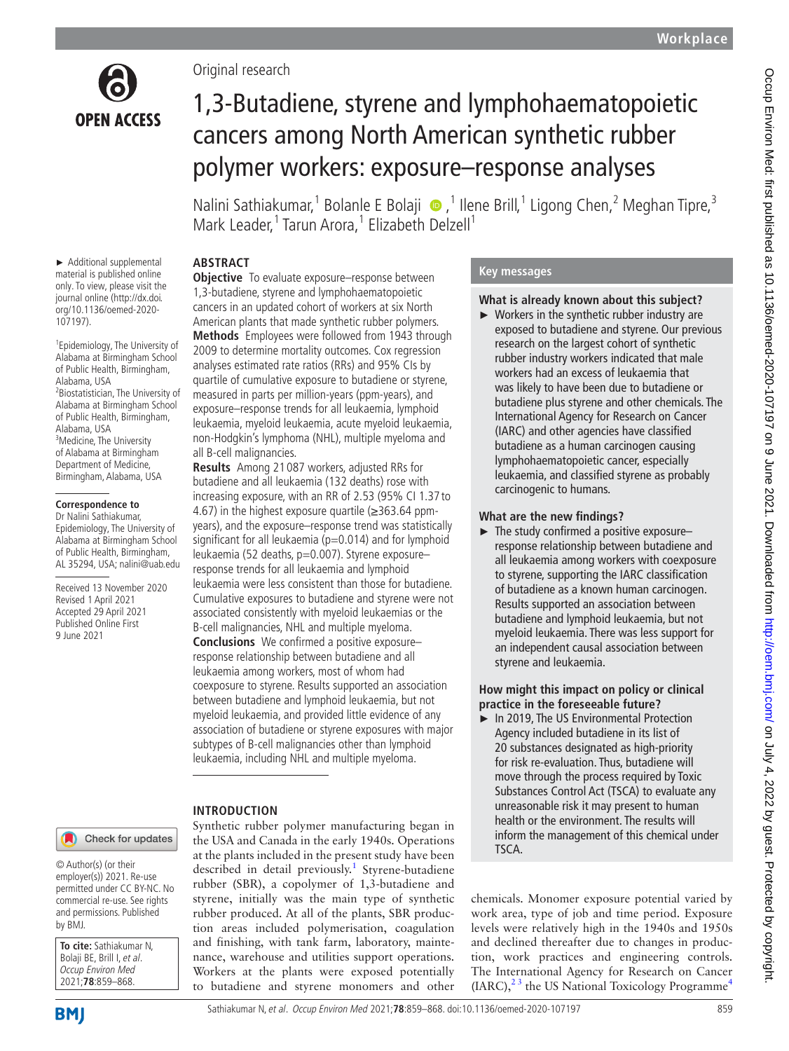Original research

# 1,3-Butadiene, styrene and lymphohaematopoietic cancers among North American synthetic rubber polymer workers: exposure–response analyses

Nalini Sathiakumar,[1] Bolanle E Bolaji,[1] Ilene Brill,[1] Ligong Chen,[2] Meghan Tipre,[3] Mark Leader,[1] Tarun Arora,[1] Elizabeth Delzell[1]

► Additional supplemental material is published online only. To view, please visit the journal online (http://dx.doi.org/10.1136/oemed-2020-107197).

[1]Epidemiology, The University of Alabama at Birmingham School of Public Health, Birmingham, Alabama, USA
[2]Biostatistician, The University of Alabama at Birmingham School of Public Health, Birmingham, Alabama, USA
[3]Medicine, The University of Alabama at Birmingham Department of Medicine, Birmingham, Alabama, USA

**Correspondence to**
Dr Nalini Sathiakumar, Epidemiology, The University of Alabama at Birmingham School of Public Health, Birmingham, AL 35294, USA; nalini@uab.edu

Received 13 November 2020
Revised 1 April 2021
Accepted 29 April 2021
Published Online First 9 June 2021

© Author(s) (or their employer(s)) 2021. Re-use permitted under CC BY-NC. No commercial re-use. See rights and permissions. Published by BMJ.

**To cite:** Sathiakumar N, Bolaji BE, Brill I, *et al*. *Occup Environ Med* 2021;**78**:859–868.

## ABSTRACT

**Objective** To evaluate exposure–response between 1,3-butadiene, styrene and lymphohaematopoietic cancers in an updated cohort of workers at six North American plants that made synthetic rubber polymers.

**Methods** Employees were followed from 1943 through 2009 to determine mortality outcomes. Cox regression analyses estimated rate ratios (RRs) and 95% CIs by quartile of cumulative exposure to butadiene or styrene, measured in parts per million-years (ppm-years), and exposure–response trends for all leukaemia, lymphoid leukaemia, myeloid leukaemia, acute myeloid leukaemia, non-Hodgkin's lymphoma (NHL), multiple myeloma and all B-cell malignancies.

**Results** Among 21 087 workers, adjusted RRs for butadiene and all leukaemia (132 deaths) rose with increasing exposure, with an RR of 2.53 (95% CI 1.37 to 4.67) in the highest exposure quartile (≥363.64 ppm-years), and the exposure–response trend was statistically significant for all leukaemia (p=0.014) and for lymphoid leukaemia (52 deaths, p=0.007). Styrene exposure–response trends for all leukaemia and lymphoid leukaemia were less consistent than those for butadiene. Cumulative exposures to butadiene and styrene were not associated consistently with myeloid leukaemias or the B-cell malignancies, NHL and multiple myeloma.

**Conclusions** We confirmed a positive exposure–response relationship between butadiene and all leukaemia among workers, most of whom had coexposure to styrene. Results supported an association between butadiene and lymphoid leukaemia, but not myeloid leukaemia, and provided little evidence of any association of butadiene or styrene exposures with major subtypes of B-cell malignancies other than lymphoid leukaemia, including NHL and multiple myeloma.

## Key messages

### What is already known about this subject?

- Workers in the synthetic rubber industry are exposed to butadiene and styrene. Our previous research on the largest cohort of synthetic rubber industry workers indicated that male workers had an excess of leukaemia that was likely to have been due to butadiene or butadiene plus styrene and other chemicals. The International Agency for Research on Cancer (IARC) and other agencies have classified butadiene as a human carcinogen causing lymphohaematopoietic cancer, especially leukaemia, and classified styrene as probably carcinogenic to humans.

### What are the new findings?

- The study confirmed a positive exposure–response relationship between butadiene and all leukaemia among workers with coexposure to styrene, supporting the IARC classification of butadiene as a known human carcinogen. Results supported an association between butadiene and lymphoid leukaemia, but not myeloid leukaemia. There was less support for an independent causal association between styrene and leukaemia.

### How might this impact on policy or clinical practice in the foreseeable future?

- In 2019, The US Environmental Protection Agency included butadiene in its list of 20 substances designated as high-priority for risk re-evaluation. Thus, butadiene will move through the process required by Toxic Substances Control Act (TSCA) to evaluate any unreasonable risk it may present to human health or the environment. The results will inform the management of this chemical under TSCA.

## INTRODUCTION

Synthetic rubber polymer manufacturing began in the USA and Canada in the early 1940s. Operations at the plants included in the present study have been described in detail previously.[1] Styrene-butadiene rubber (SBR), a copolymer of 1,3-butadiene and styrene, initially was the main type of synthetic rubber produced. At all of the plants, SBR production areas included polymerisation, coagulation and finishing, with tank farm, laboratory, maintenance, warehouse and utilities support operations. Workers at the plants were exposed potentially to butadiene and styrene monomers and other chemicals. Monomer exposure potential varied by work area, type of job and time period. Exposure levels were relatively high in the 1940s and 1950s and declined thereafter due to changes in production, work practices and engineering controls. The International Agency for Research on Cancer (IARC),[2,3] the US National Toxicology Programme[4]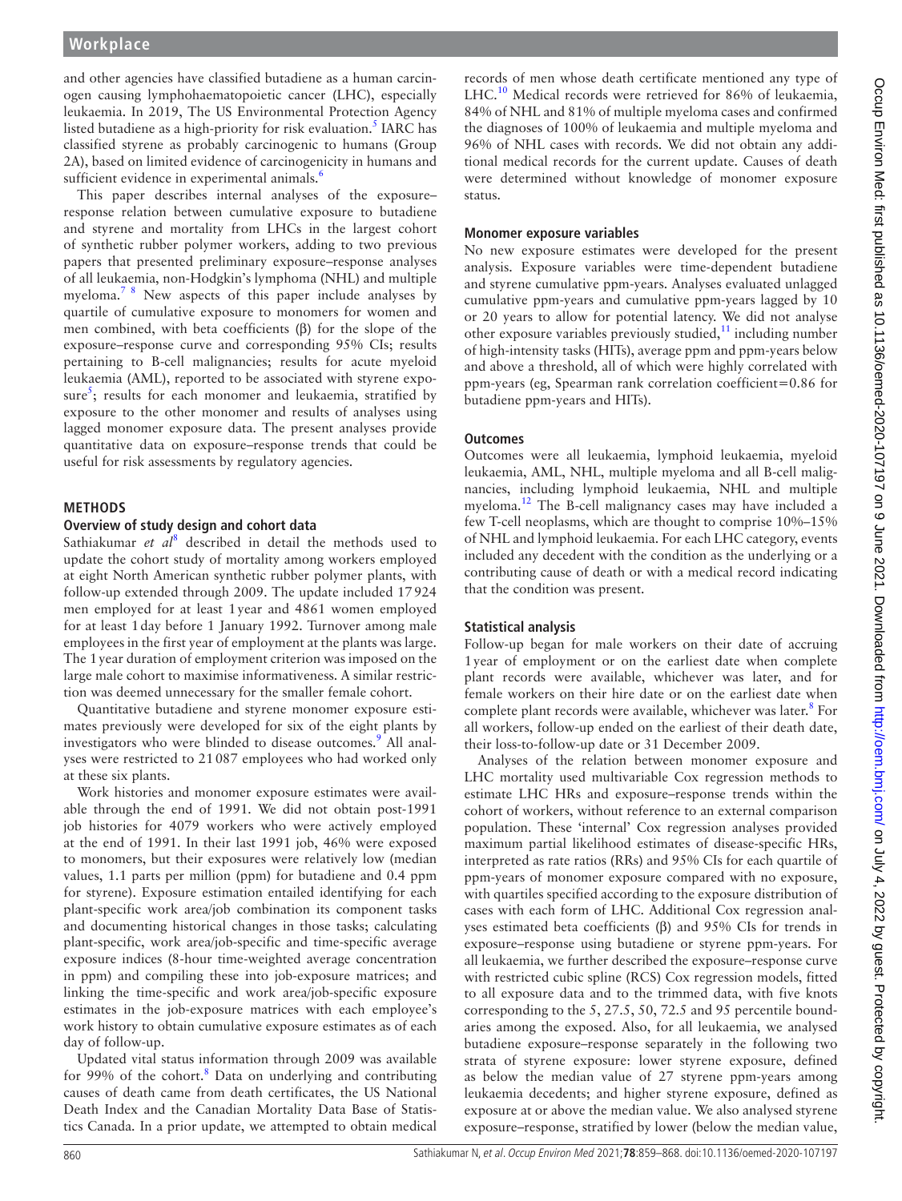and other agencies have classified butadiene as a human carcinogen causing lymphohaematopoietic cancer (LHC), especially leukaemia. In 2019, The US Environmental Protection Agency listed butadiene as a high-priority for risk evaluation.[5] IARC has classified styrene as probably carcinogenic to humans (Group 2A), based on limited evidence of carcinogenicity in humans and sufficient evidence in experimental animals.[6]

This paper describes internal analyses of the exposure–response relation between cumulative exposure to butadiene and styrene and mortality from LHCs in the largest cohort of synthetic rubber polymer workers, adding to two previous papers that presented preliminary exposure–response analyses of all leukaemia, non-Hodgkin's lymphoma (NHL) and multiple myeloma.[7 8] New aspects of this paper include analyses by quartile of cumulative exposure to monomers for women and men combined, with beta coefficients (β) for the slope of the exposure–response curve and corresponding 95% CIs; results pertaining to B-cell malignancies; results for acute myeloid leukaemia (AML), reported to be associated with styrene exposure[5]; results for each monomer and leukaemia, stratified by exposure to the other monomer and results of analyses using lagged monomer exposure data. The present analyses provide quantitative data on exposure–response trends that could be useful for risk assessments by regulatory agencies.

## METHODS

### Overview of study design and cohort data

Sathiakumar *et al*[8] described in detail the methods used to update the cohort study of mortality among workers employed at eight North American synthetic rubber polymer plants, with follow-up extended through 2009. The update included 17 924 men employed for at least 1 year and 4861 women employed for at least 1 day before 1 January 1992. Turnover among male employees in the first year of employment at the plants was large. The 1 year duration of employment criterion was imposed on the large male cohort to maximise informativeness. A similar restriction was deemed unnecessary for the smaller female cohort.

Quantitative butadiene and styrene monomer exposure estimates previously were developed for six of the eight plants by investigators who were blinded to disease outcomes.[9] All analyses were restricted to 21 087 employees who had worked only at these six plants.

Work histories and monomer exposure estimates were available through the end of 1991. We did not obtain post-1991 job histories for 4079 workers who were actively employed at the end of 1991. In their last 1991 job, 46% were exposed to monomers, but their exposures were relatively low (median values, 1.1 parts per million (ppm) for butadiene and 0.4 ppm for styrene). Exposure estimation entailed identifying for each plant-specific work area/job combination its component tasks and documenting historical changes in those tasks; calculating plant-specific, work area/job-specific and time-specific average exposure indices (8-hour time-weighted average concentration in ppm) and compiling these into job-exposure matrices; and linking the time-specific and work area/job-specific exposure estimates in the job-exposure matrices with each employee's work history to obtain cumulative exposure estimates as of each day of follow-up.

Updated vital status information through 2009 was available for 99% of the cohort.[8] Data on underlying and contributing causes of death came from death certificates, the US National Death Index and the Canadian Mortality Data Base of Statistics Canada. In a prior update, we attempted to obtain medical records of men whose death certificate mentioned any type of LHC.[10] Medical records were retrieved for 86% of leukaemia, 84% of NHL and 81% of multiple myeloma cases and confirmed the diagnoses of 100% of leukaemia and multiple myeloma and 96% of NHL cases with records. We did not obtain any additional medical records for the current update. Causes of death were determined without knowledge of monomer exposure status.

### Monomer exposure variables

No new exposure estimates were developed for the present analysis. Exposure variables were time-dependent butadiene and styrene cumulative ppm-years. Analyses evaluated unlagged cumulative ppm-years and cumulative ppm-years lagged by 10 or 20 years to allow for potential latency. We did not analyse other exposure variables previously studied,[11] including number of high-intensity tasks (HITs), average ppm and ppm-years below and above a threshold, all of which were highly correlated with ppm-years (eg, Spearman rank correlation coefficient=0.86 for butadiene ppm-years and HITs).

### Outcomes

Outcomes were all leukaemia, lymphoid leukaemia, myeloid leukaemia, AML, NHL, multiple myeloma and all B-cell malignancies, including lymphoid leukaemia, NHL and multiple myeloma.[12] The B-cell malignancy cases may have included a few T-cell neoplasms, which are thought to comprise 10%–15% of NHL and lymphoid leukaemia. For each LHC category, events included any decedent with the condition as the underlying or a contributing cause of death or with a medical record indicating that the condition was present.

### Statistical analysis

Follow-up began for male workers on their date of accruing 1 year of employment or on the earliest date when complete plant records were available, whichever was later, and for female workers on their hire date or on the earliest date when complete plant records were available, whichever was later.[8] For all workers, follow-up ended on the earliest of their death date, their loss-to-follow-up date or 31 December 2009.

Analyses of the relation between monomer exposure and LHC mortality used multivariable Cox regression methods to estimate LHC HRs and exposure–response trends within the cohort of workers, without reference to an external comparison population. These 'internal' Cox regression analyses provided maximum partial likelihood estimates of disease-specific HRs, interpreted as rate ratios (RRs) and 95% CIs for each quartile of ppm-years of monomer exposure compared with no exposure, with quartiles specified according to the exposure distribution of cases with each form of LHC. Additional Cox regression analyses estimated beta coefficients (β) and 95% CIs for trends in exposure–response using butadiene or styrene ppm-years. For all leukaemia, we further described the exposure–response curve with restricted cubic spline (RCS) Cox regression models, fitted to all exposure data and to the trimmed data, with five knots corresponding to the 5, 27.5, 50, 72.5 and 95 percentile boundaries among the exposed. Also, for all leukaemia, we analysed butadiene exposure–response separately in the following two strata of styrene exposure: lower styrene exposure, defined as below the median value of 27 styrene ppm-years among leukaemia decedents; and higher styrene exposure, defined as exposure at or above the median value. We also analysed styrene exposure–response, stratified by lower (below the median value,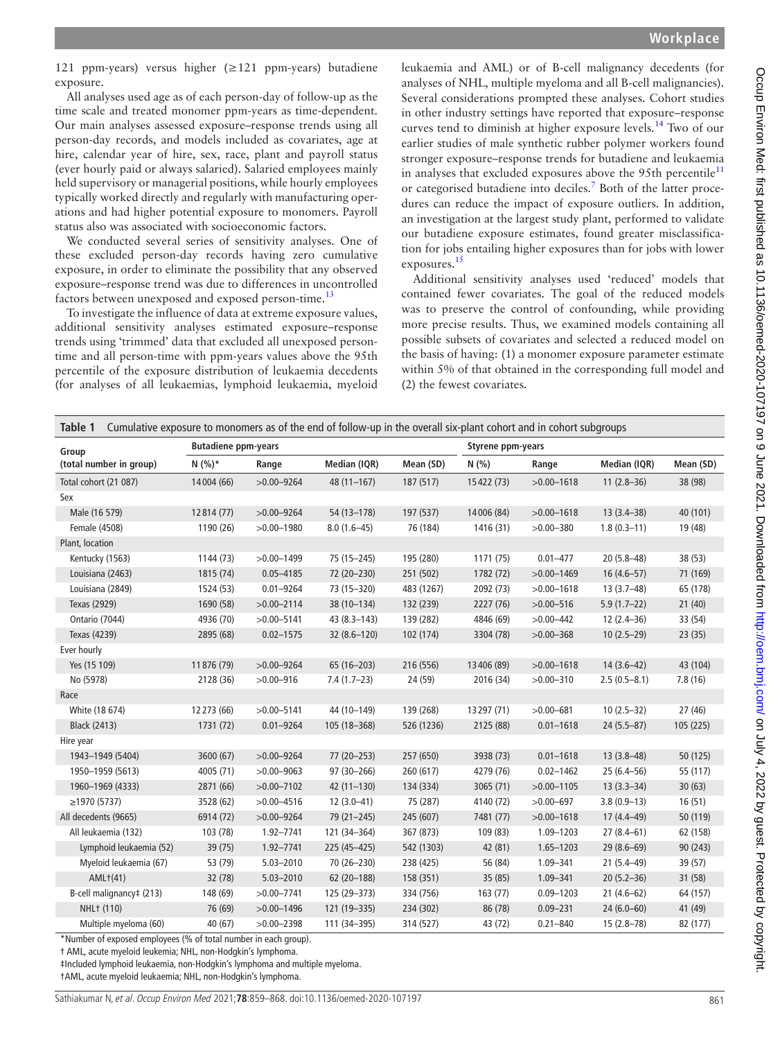121 ppm-years) versus higher (≥121 ppm-years) butadiene exposure.

All analyses used age as of each person-day of follow-up as the time scale and treated monomer ppm-years as time-dependent. Our main analyses assessed exposure–response trends using all person-day records, and models included as covariates, age at hire, calendar year of hire, sex, race, plant and payroll status (ever hourly paid or always salaried). Salaried employees mainly held supervisory or managerial positions, while hourly employees typically worked directly and regularly with manufacturing operations and had higher potential exposure to monomers. Payroll status also was associated with socioeconomic factors.

We conducted several series of sensitivity analyses. One of these excluded person-day records having zero cumulative exposure, in order to eliminate the possibility that any observed exposure–response trend was due to differences in uncontrolled factors between unexposed and exposed person-time.[13]

To investigate the influence of data at extreme exposure values, additional sensitivity analyses estimated exposure–response trends using 'trimmed' data that excluded all unexposed person-time and all person-time with ppm-years values above the 95th percentile of the exposure distribution of leukaemia decedents (for analyses of all leukaemias, lymphoid leukaemia, myeloid leukaemia and AML) or of B-cell malignancy decedents (for analyses of NHL, multiple myeloma and all B-cell malignancies). Several considerations prompted these analyses. Cohort studies in other industry settings have reported that exposure–response curves tend to diminish at higher exposure levels.[14] Two of our earlier studies of male synthetic rubber polymer workers found stronger exposure–response trends for butadiene and leukaemia in analyses that excluded exposures above the 95th percentile[11] or categorised butadiene into deciles.[7] Both of the latter procedures can reduce the impact of exposure outliers. In addition, an investigation at the largest study plant, performed to validate our butadiene exposure estimates, found greater misclassification for jobs entailing higher exposures than for jobs with lower exposures.[15]

Additional sensitivity analyses used 'reduced' models that contained fewer covariates. The goal of the reduced models was to preserve the control of confounding, while providing more precise results. Thus, we examined models containing all possible subsets of covariates and selected a reduced model on the basis of having: (1) a monomer exposure parameter estimate within 5% of that obtained in the corresponding full model and (2) the fewest covariates.

**Table 1** Cumulative exposure to monomers as of the end of follow-up in the overall six-plant cohort and in cohort subgroups

| Group (total number in group) | Butadiene ppm-years | | | | Styrene ppm-years | | | |
|---|---|---|---|---|---|---|---|---|
| | N (%)* | Range | Median (IQR) | Mean (SD) | N (%) | Range | Median (IQR) | Mean (SD) |
| Total cohort (21 087) | 14 004 (66) | >0.00–9264 | 48 (11–167) | 187 (517) | 15 422 (73) | >0.00–1618 | 11 (2.8–36) | 38 (98) |
| Sex | | | | | | | | |
| Male (16 579) | 12 814 (77) | >0.00–9264 | 54 (13–178) | 197 (537) | 14 006 (84) | >0.00–1618 | 13 (3.4–38) | 40 (101) |
| Female (4508) | 1190 (26) | >0.00–1980 | 8.0 (1.6–45) | 76 (184) | 1416 (31) | >0.00–380 | 1.8 (0.3–11) | 19 (48) |
| Plant, location | | | | | | | | |
| Kentucky (1563) | 1144 (73) | >0.00–1499 | 75 (15–245) | 195 (280) | 1171 (75) | 0.01–477 | 20 (5.8–48) | 38 (53) |
| Louisiana (2463) | 1815 (74) | 0.05–4185 | 72 (20–230) | 251 (502) | 1782 (72) | >0.00–1469 | 16 (4.6–57) | 71 (169) |
| Louisiana (2849) | 1524 (53) | 0.01–9264 | 73 (15–320) | 483 (1267) | 2092 (73) | >0.00–1618 | 13 (3.7–48) | 65 (178) |
| Texas (2929) | 1690 (58) | >0.00–2114 | 38 (10–134) | 132 (239) | 2227 (76) | >0.00–516 | 5.9 (1.7–22) | 21 (40) |
| Ontario (7044) | 4936 (70) | >0.00–5141 | 43 (8.3–143) | 139 (282) | 4846 (69) | >0.00–442 | 12 (2.4–36) | 33 (54) |
| Texas (4239) | 2895 (68) | 0.02–1575 | 32 (8.6–120) | 102 (174) | 3304 (78) | >0.00–368 | 10 (2.5–29) | 23 (35) |
| Ever hourly | | | | | | | | |
| Yes (15 109) | 11 876 (79) | >0.00–9264 | 65 (16–203) | 216 (556) | 13 406 (89) | >0.00–1618 | 14 (3.6–42) | 43 (104) |
| No (5978) | 2128 (36) | >0.00–916 | 7.4 (1.7–23) | 24 (59) | 2016 (34) | >0.00–310 | 2.5 (0.5–8.1) | 7.8 (16) |
| Race | | | | | | | | |
| White (18 674) | 12 273 (66) | >0.00–5141 | 44 (10–149) | 139 (268) | 13 297 (71) | >0.00–681 | 10 (2.5–32) | 27 (46) |
| Black (2413) | 1731 (72) | 0.01–9264 | 105 (18–368) | 526 (1236) | 2125 (88) | 0.01–1618 | 24 (5.5–87) | 105 (225) |
| Hire year | | | | | | | | |
| 1943–1949 (5404) | 3600 (67) | >0.00–9264 | 77 (20–253) | 257 (650) | 3938 (73) | 0.01–1618 | 13 (3.8–48) | 50 (125) |
| 1950–1959 (5613) | 4005 (71) | >0.00–9063 | 97 (30–266) | 260 (617) | 4279 (76) | 0.02–1462 | 25 (6.4–56) | 55 (117) |
| 1960–1969 (4333) | 2871 (66) | >0.00–7102 | 42 (11–130) | 134 (334) | 3065 (71) | >0.00–1105 | 13 (3.3–34) | 30 (63) |
| ≥1970 (5737) | 3528 (62) | >0.00–4516 | 12 (3.0–41) | 75 (287) | 4140 (72) | >0.00–697 | 3.8 (0.9–13) | 16 (51) |
| All decedents (9665) | 6914 (72) | >0.00–9264 | 79 (21–245) | 245 (607) | 7481 (77) | >0.00–1618 | 17 (4.4–49) | 50 (119) |
| All leukaemia (132) | 103 (78) | 1.92–7741 | 121 (34–364) | 367 (873) | 109 (83) | 1.09–1203 | 27 (8.4–61) | 62 (158) |
| Lymphoid leukaemia (52) | 39 (75) | 1.92–7741 | 225 (45–425) | 542 (1303) | 42 (81) | 1.65–1203 | 29 (8.6–69) | 90 (243) |
| Myeloid leukaemia (67) | 53 (79) | 5.03–2010 | 70 (26–230) | 238 (425) | 56 (84) | 1.09–341 | 21 (5.4–49) | 39 (57) |
| AML† (41) | 32 (78) | 5.03–2010 | 62 (20–188) | 158 (351) | 35 (85) | 1.09–341 | 20 (5.2–36) | 31 (58) |
| B-cell malignancy‡ (213) | 148 (69) | >0.00–7741 | 125 (29–373) | 334 (756) | 163 (77) | 0.09–1203 | 21 (4.6–62) | 64 (157) |
| NHL† (110) | 76 (69) | >0.00–1496 | 121 (19–335) | 234 (302) | 86 (78) | 0.09–231 | 24 (6.0–60) | 41 (49) |
| Multiple myeloma (60) | 40 (67) | >0.00–2398 | 111 (34–395) | 314 (527) | 43 (72) | 0.21–840 | 15 (2.8–78) | 82 (177) |

*Number of exposed employees (% of total number in each group).

† AML, acute myeloid leukemia; NHL, non-Hodgkin's lymphoma.

‡Included lymphoid leukaemia, non-Hodgkin's lymphoma and multiple myeloma.

†AML, acute myeloid leukaemia; NHL, non-Hodgkin's lymphoma.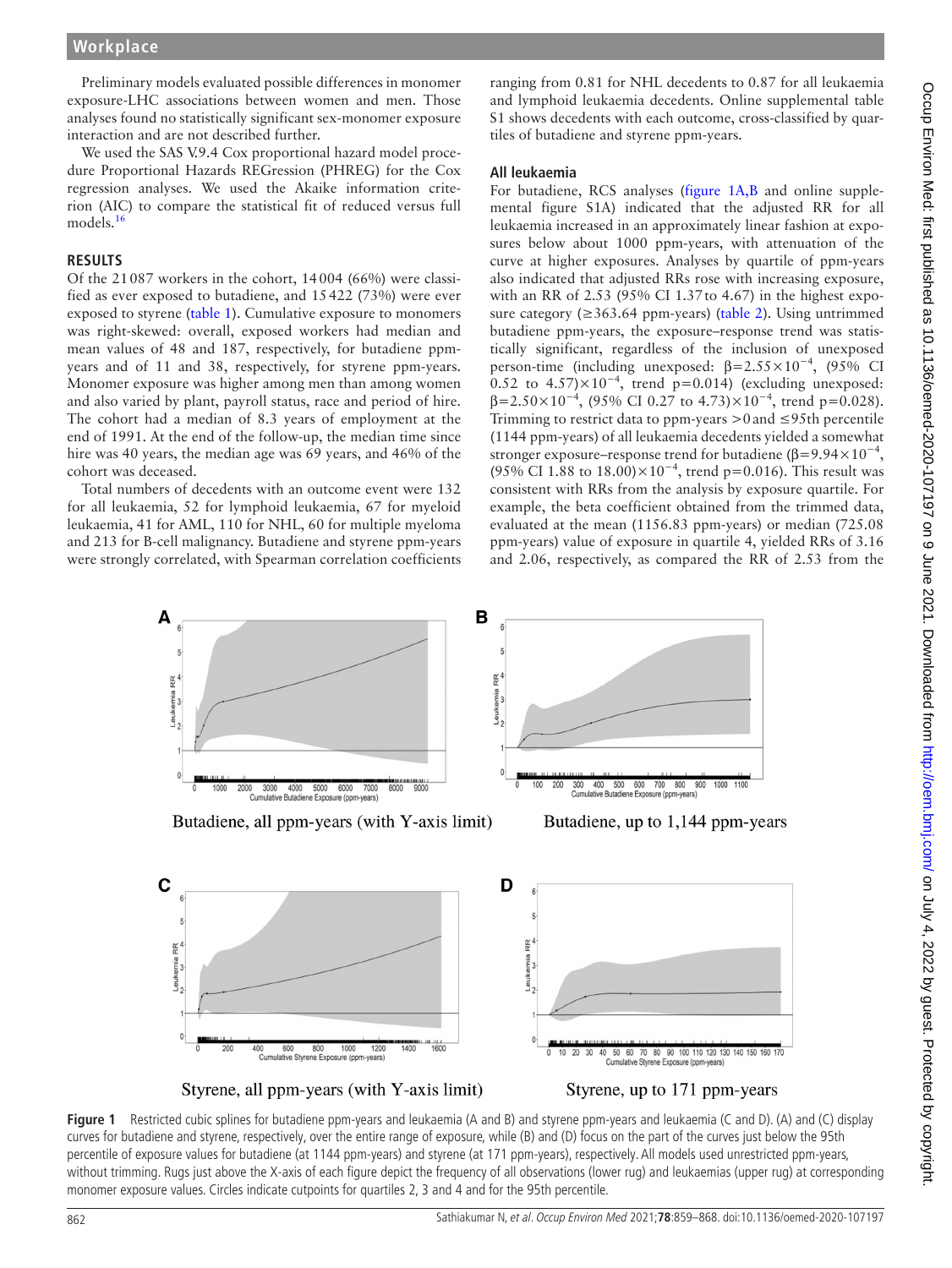Preliminary models evaluated possible differences in monomer exposure-LHC associations between women and men. Those preliminary analyses found no statistically significant sex-monomer exposure interaction and are not described further.

We used the SAS V.9.4 Cox proportional hazard model procedure Proportional Hazards REGression (PHREG) for the Cox regression analyses. We used the Akaike information criterion (AIC) to compare the statistical fit of reduced versus full models.[16]

## RESULTS

Of the 21 087 workers in the cohort, 14 004 (66%) were classified as ever exposed to butadiene, and 15 422 (73%) were ever exposed to styrene (table 1). Cumulative exposure to monomers was right-skewed: overall, exposed workers had median and mean values of 48 and 187, respectively, for butadiene ppm-years and of 11 and 38, respectively, for styrene ppm-years. Monomer exposure was higher among men than among women and also varied by plant, payroll status, race and period of hire. The cohort had a median of 8.3 years of employment at the end of 1991. At the end of the follow-up, the median time since hire was 40 years, the median age was 69 years, and 46% of the cohort was deceased.

Total numbers of decedents with an outcome event were 132 for all leukaemia, 52 for lymphoid leukaemia, 67 for myeloid leukaemia, 41 for AML, 110 for NHL, 60 for multiple myeloma and 213 for B-cell malignancy. Butadiene and styrene ppm-years were strongly correlated, with Spearman correlation coefficients ranging from 0.81 for NHL decedents to 0.87 for all leukaemia and lymphoid leukaemia decedents. Online supplemental table S1 shows decedents with each outcome, cross-classified by quartiles of butadiene and styrene ppm-years.

### All leukaemia

For butadiene, RCS analyses (figure 1A,B and online supplemental figure S1A) indicated that the adjusted RR for all leukaemia increased in an approximately linear fashion at exposures below about 1000 ppm-years, with attenuation of the curve at higher exposures. Analyses by quartile of ppm-years also indicated that adjusted RRs rose with increasing exposure, with an RR of 2.53 (95% CI 1.37 to 4.67) in the highest exposure category (≥363.64 ppm-years) (table 2). Using untrimmed butadiene ppm-years, the exposure–response trend was statistically significant, regardless of the inclusion of unexposed person-time (including unexposed: $\beta=2.55\times10^{-4}$, (95% CI 0.52 to $4.57)\times10^{-4}$, trend p=0.014) (excluding unexposed: $\beta=2.50\times10^{-4}$, (95% CI 0.27 to $4.73)\times10^{-4}$, trend p=0.028). Trimming to restrict data to ppm-years >0 and ≤95th percentile (1144 ppm-years) of all leukaemia decedents yielded a somewhat stronger exposure–response trend for butadiene ($\beta=9.94\times10^{-4}$, (95% CI 1.88 to $18.00)\times10^{-4}$, trend p=0.016). This result was consistent with RRs from the analysis by exposure quartile. For example, the beta coefficient obtained from the trimmed data, evaluated at the mean (1156.83 ppm-years) or median (725.08 ppm-years) value of exposure in quartile 4, yielded RRs of 3.16 and 2.06, respectively, as compared the RR of 2.53 from the

Butadiene, all ppm-years (with Y-axis limit)

Butadiene, up to 1,144 ppm-years

Styrene, all ppm-years (with Y-axis limit)

Styrene, up to 171 ppm-years

**Figure 1** Restricted cubic splines for butadiene ppm-years and leukaemia (A and B) and styrene ppm-years and leukaemia (C and D). (A) and (C) display curves for butadiene and styrene, respectively, over the entire range of exposure, while (B) and (D) focus on the part of the curves just below the 95th percentile of exposure values for butadiene (at 1144 ppm-years) and styrene (at 171 ppm-years), respectively. All models used unrestricted ppm-years, without trimming. Rugs just above the X-axis of each figure depict the frequency of all observations (lower rug) and leukaemias (upper rug) at corresponding monomer exposure values. Circles indicate cutpoints for quartiles 2, 3 and 4 and for the 95th percentile.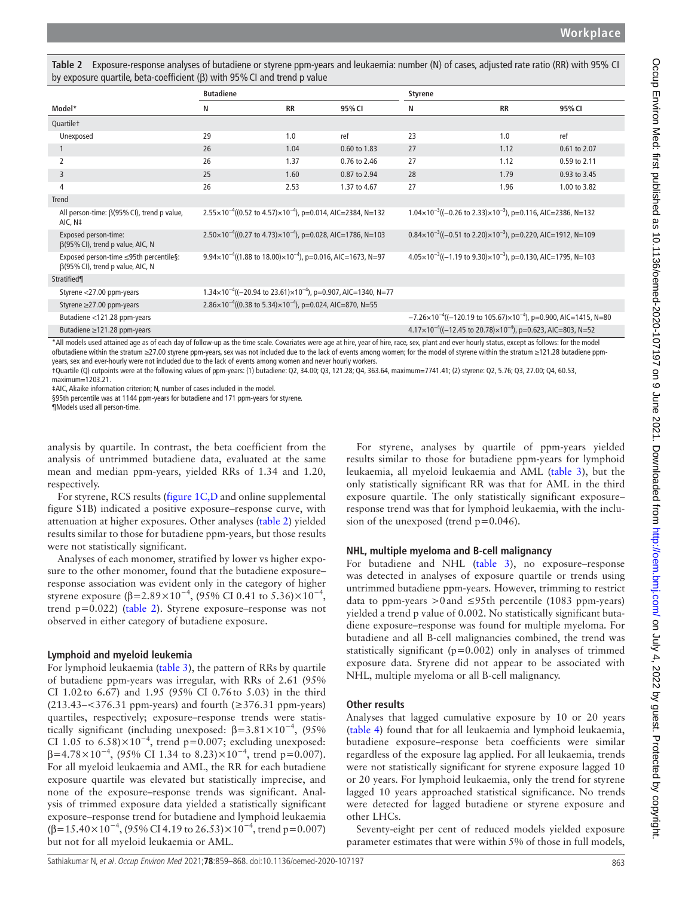**Table 2** Exposure-response analyses of butadiene or styrene ppm-years and leukaemia: number (N) of cases, adjusted rate ratio (RR) with 95% CI by exposure quartile, beta-coefficient (β) with 95% CI and trend p value

| Model* | Butadiene | | | Styrene | | |
|---|---|---|---|---|---|---|
| | N | RR | 95% CI | N | RR | 95% CI |
| **Quartile†** | | | | | | |
| Unexposed | 29 | 1.0 | ref | 23 | 1.0 | ref |
| 1 | 26 | 1.04 | 0.60 to 1.83 | 27 | 1.12 | 0.61 to 2.07 |
| 2 | 26 | 1.37 | 0.76 to 2.46 | 27 | 1.12 | 0.59 to 2.11 |
| 3 | 25 | 1.60 | 0.87 to 2.94 | 28 | 1.79 | 0.93 to 3.45 |
| 4 | 26 | 2.53 | 1.37 to 4.67 | 27 | 1.96 | 1.00 to 3.82 |
| **Trend** | | | | | | |
| All person-time: β(95% CI), trend p value, AIC, N‡ | $2.55\times10^{-4}((0.52 \text{ to } 4.57)\times10^{-4})$, p=0.014, AIC=2384, N=132 | | | $1.04\times10^{-3}((-0.26 \text{ to } 2.33)\times10^{-3})$, p=0.116, AIC=2386, N=132 | | |
| Exposed person-time: β(95% CI), trend p value, AIC, N | $2.50\times10^{-4}((0.27 \text{ to } 4.73)\times10^{-4})$, p=0.028, AIC=1786, N=103 | | | $0.84\times10^{-3}((-0.51 \text{ to } 2.20)\times10^{-3})$, p=0.220, AIC=1912, N=109 | | |
| Exposed person-time ≤95th percentile§: β(95% CI), trend p value, AIC, N | $9.94\times10^{-4}((1.88 \text{ to } 18.00)\times10^{-4})$, p=0.016, AIC=1673, N=97 | | | $4.05\times10^{-3}((-1.19 \text{ to } 9.30)\times10^{-3})$, p=0.130, AIC=1795, N=103 | | |
| **Stratified¶** | | | | | | |
| Styrene <27.00 ppm-years | $1.34\times10^{-4}((-20.94 \text{ to } 23.61)\times10^{-4})$, p=0.907, AIC=1340, N=77 | | | | | |
| Styrene ≥27.00 ppm-years | $2.86\times10^{-4}((0.38 \text{ to } 5.34)\times10^{-4})$, p=0.024, AIC=870, N=55 | | | | | |
| Butadiene <121.28 ppm-years | | | | $-7.26\times10^{-4}((-120.19 \text{ to } 105.67)\times10^{-4})$, p=0.900, AIC=1415, N=80 | | |
| Butadiene ≥121.28 ppm-years | | | | $4.17\times10^{-4}((-12.45 \text{ to } 20.78)\times10^{-4})$, p=0.623, AIC=803, N=52 | | |

*All models used attained age as of each day of follow-up as the time scale. Covariates were age at hire, year of hire, race, sex, plant and ever hourly status, except as follows: for the model ofbutadiene within the stratum ≥27.00 styrene ppm-years, sex was not included due to the lack of events among women; for the model of styrene within the stratum ≥121.28 butadiene ppm-years, sex and ever-hourly were not included due to the lack of events among women and never hourly workers.

†Quartile (Q) cutpoints were at the following values of ppm-years: (1) butadiene: Q2, 34.00; Q3, 121.28; Q4, 363.64, maximum=7741.41; (2) styrene: Q2, 5.76; Q3, 27.00; Q4, 60.53, maximum=1203.21.

‡AIC, Akaike information criterion; N, number of cases included in the model.

§95th percentile was at 1144 ppm-years for butadiene and 171 ppm-years for styrene.

¶Models used all person-time.

analysis by quartile. In contrast, the beta coefficient from the analysis of untrimmed butadiene data, evaluated at the same mean and median ppm-years, yielded RRs of 1.34 and 1.20, respectively.

For styrene, RCS results (figure 1C,D and online supplemental figure S1B) indicated a positive exposure–response curve, with attenuation at higher exposures. Other analyses (table 2) yielded results similar to those for butadiene ppm-years, but those results were not statistically significant.

Analyses of each monomer, stratified by lower vs higher exposure to the other monomer, found that the butadiene exposure–response association was evident only in the category of higher styrene exposure ($\beta=2.89\times10^{-4}$, (95% CI 0.41 to 5.36)$\times10^{-4}$, trend p=0.022) (table 2). Styrene exposure–response was not observed in either category of butadiene exposure.

### Lymphoid and myeloid leukemia

For lymphoid leukaemia (table 3), the pattern of RRs by quartile of butadiene ppm-years was irregular, with RRs of 2.61 (95% CI 1.02 to 6.67) and 1.95 (95% CI 0.76 to 5.03) in the third (213.43–<376.31 ppm-years) and fourth (≥376.31 ppm-years) quartiles, respectively; exposure–response trends were statistically significant (including unexposed: $\beta=3.81\times10^{-4}$, (95% CI 1.05 to 6.58)$\times10^{-4}$, trend p=0.007; excluding unexposed: $\beta=4.78\times10^{-4}$, (95% CI 1.34 to 8.23)$\times10^{-4}$, trend p=0.007). For all myeloid leukaemia and AML, the RR for each butadiene exposure quartile was elevated but statistically imprecise, and none of the exposure–response trends was significant. Analysis of trimmed exposure data yielded a statistically significant exposure–response trend for butadiene and lymphoid leukaemia ($\beta=15.40\times10^{-4}$, (95% CI 4.19 to 26.53)$\times10^{-4}$, trend p=0.007) but not for all myeloid leukaemia or AML.

For styrene, analyses by quartile of ppm-years yielded results similar to those for butadiene ppm-years for lymphoid leukaemia, all myeloid leukaemia and AML (table 3), but the only statistically significant RR was that for AML in the third exposure quartile. The only statistically significant exposure–response trend was that for lymphoid leukaemia, with the inclusion of the unexposed (trend p=0.046).

### NHL, multiple myeloma and B-cell malignancy

For butadiene and NHL (table 3), no exposure–response was detected in analyses of exposure quartile or trends using untrimmed butadiene ppm-years. However, trimming to restrict data to ppm-years >0 and ≤95th percentile (1083 ppm-years) yielded a trend p value of 0.002. No statistically significant butadiene exposure–response was found for multiple myeloma. For butadiene and all B-cell malignancies combined, the trend was statistically significant (p=0.002) only in analyses of trimmed exposure data. Styrene did not appear to be associated with NHL, multiple myeloma or all B-cell malignancy.

### Other results

Analyses that lagged cumulative exposure by 10 or 20 years (table 4) found that for all leukaemia and lymphoid leukaemia, butadiene exposure–response beta coefficients were similar regardless of the exposure lag applied. For all leukaemia, trends were not statistically significant for styrene exposure lagged 10 or 20 years. For lymphoid leukaemia, only the trend for styrene lagged 10 years approached statistical significance. No trends were detected for lagged butadiene or styrene exposure and other LHCs.

Seventy-eight per cent of reduced models yielded exposure parameter estimates that were within 5% of those in full models,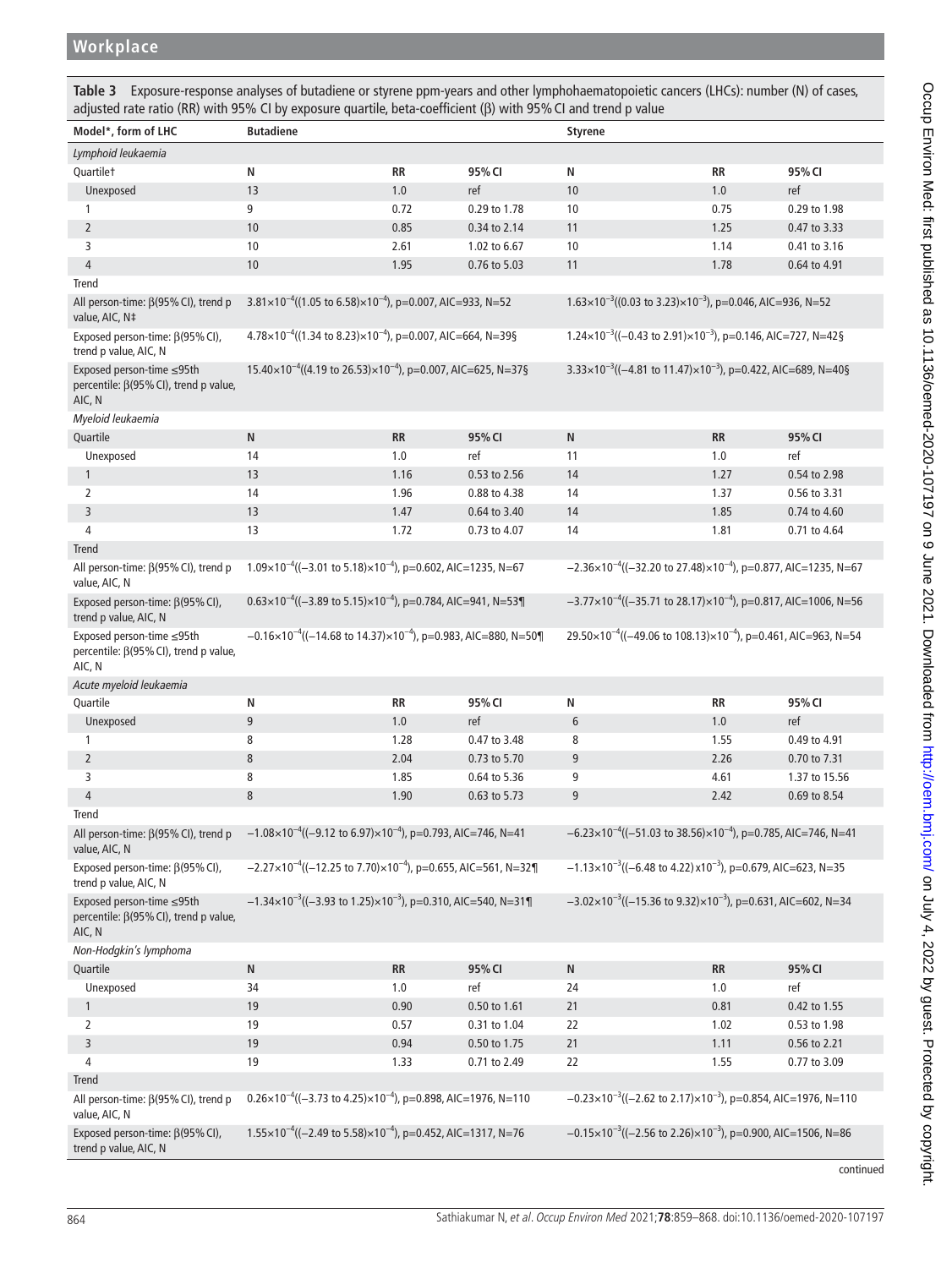**Table 3** Exposure-response analyses of butadiene or styrene ppm-years and other lymphohaematopoietic cancers (LHCs): number (N) of cases, adjusted rate ratio (RR) with 95% CI by exposure quartile, beta-coefficient (β) with 95% CI and trend p value

| Model*, form of LHC | Butadiene | | | Styrene | | |
|---|---|---|---|---|---|---|
| *Lymphoid leukaemia* | | | | | | |
| Quartile† | N | RR | 95% CI | N | RR | 95% CI |
| Unexposed | 13 | 1.0 | ref | 10 | 1.0 | ref |
| 1 | 9 | 0.72 | 0.29 to 1.78 | 10 | 0.75 | 0.29 to 1.98 |
| 2 | 10 | 0.85 | 0.34 to 2.14 | 11 | 1.25 | 0.47 to 3.33 |
| 3 | 10 | 2.61 | 1.02 to 6.67 | 10 | 1.14 | 0.41 to 3.16 |
| 4 | 10 | 1.95 | 0.76 to 5.03 | 11 | 1.78 | 0.64 to 4.91 |
| Trend | | | | | | |
| All person-time: β(95% CI), trend p value, AIC, N‡ | $3.81\times10^{-4}$(($1.05$ to $6.58)\times10^{-4}$), p=0.007, AIC=933, N=52 | | | $1.63\times10^{-3}$(($0.03$ to $3.23)\times10^{-3}$), p=0.046, AIC=936, N=52 | | |
| Exposed person-time: β(95% CI), trend p value, AIC, N | $4.78\times10^{-4}$(($1.34$ to $8.23)\times10^{-4}$), p=0.007, AIC=664, N=39§ | | | $1.24\times10^{-3}$(($-0.43$ to $2.91)\times10^{-3}$), p=0.146, AIC=727, N=42§ | | |
| Exposed person-time ≤95th percentile: β(95% CI), trend p value, AIC, N | $15.40\times10^{-4}$(($4.19$ to $26.53)\times10^{-4}$), p=0.007, AIC=625, N=37§ | | | $3.33\times10^{-3}$(($-4.81$ to $11.47)\times10^{-3}$), p=0.422, AIC=689, N=40§ | | |
| *Myeloid leukaemia* | | | | | | |
| Quartile | N | RR | 95% CI | N | RR | 95% CI |
| Unexposed | 14 | 1.0 | ref | 11 | 1.0 | ref |
| 1 | 13 | 1.16 | 0.53 to 2.56 | 14 | 1.27 | 0.54 to 2.98 |
| 2 | 14 | 1.96 | 0.88 to 4.38 | 14 | 1.37 | 0.56 to 3.31 |
| 3 | 13 | 1.47 | 0.64 to 3.40 | 14 | 1.85 | 0.74 to 4.60 |
| 4 | 13 | 1.72 | 0.73 to 4.07 | 14 | 1.81 | 0.71 to 4.64 |
| Trend | | | | | | |
| All person-time: β(95% CI), trend p value, AIC, N | $1.09\times10^{-4}$(($-3.01$ to $5.18)\times10^{-4}$), p=0.602, AIC=1235, N=67 | | | $-2.36\times10^{-4}$(($-32.20$ to $27.48)\times10^{-4}$), p=0.877, AIC=1235, N=67 | | |
| Exposed person-time: β(95% CI), trend p value, AIC, N | $0.63\times10^{-4}$(($-3.89$ to $5.15)\times10^{-4}$), p=0.784, AIC=941, N=53¶ | | | $-3.77\times10^{-4}$(($-35.71$ to $28.17)\times10^{-4}$), p=0.817, AIC=1006, N=56 | | |
| Exposed person-time ≤95th percentile: β(95% CI), trend p value, AIC, N | $-0.16\times10^{-4}$(($-14.68$ to $14.37)\times10^{-4}$), p=0.983, AIC=880, N=50¶ | | | $29.50\times10^{-4}$(($-49.06$ to $108.13)\times10^{-4}$), p=0.461, AIC=963, N=54 | | |
| *Acute myeloid leukaemia* | | | | | | |
| Quartile | N | RR | 95% CI | N | RR | 95% CI |
| Unexposed | 9 | 1.0 | ref | 6 | 1.0 | ref |
| 1 | 8 | 1.28 | 0.47 to 3.48 | 8 | 1.55 | 0.49 to 4.91 |
| 2 | 8 | 2.04 | 0.73 to 5.70 | 9 | 2.26 | 0.70 to 7.31 |
| 3 | 8 | 1.85 | 0.64 to 5.36 | 9 | 4.61 | 1.37 to 15.56 |
| 4 | 8 | 1.90 | 0.63 to 5.73 | 9 | 2.42 | 0.69 to 8.54 |
| Trend | | | | | | |
| All person-time: β(95% CI), trend p value, AIC, N | $-1.08\times10^{-4}$(($-9.12$ to $6.97)\times10^{-4}$), p=0.793, AIC=746, N=41 | | | $-6.23\times10^{-4}$(($-51.03$ to $38.56)\times10^{-4}$), p=0.785, AIC=746, N=41 | | |
| Exposed person-time: β(95% CI), trend p value, AIC, N | $-2.27\times10^{-4}$(($-12.25$ to $7.70)\times10^{-4}$), p=0.655, AIC=561, N=32¶ | | | $-1.13\times10^{-3}$(($-6.48$ to $4.22)\times10^{-3}$), p=0.679, AIC=623, N=35 | | |
| Exposed person-time ≤95th percentile: β(95% CI), trend p value, AIC, N | $-1.34\times10^{-3}$(($-3.93$ to $1.25)\times10^{-3}$), p=0.310, AIC=540, N=31¶ | | | $-3.02\times10^{-3}$(($-15.36$ to $9.32)\times10^{-3}$), p=0.631, AIC=602, N=34 | | |
| *Non-Hodgkin's lymphoma* | | | | | | |
| Quartile | N | RR | 95% CI | N | RR | 95% CI |
| Unexposed | 34 | 1.0 | ref | 24 | 1.0 | ref |
| 1 | 19 | 0.90 | 0.50 to 1.61 | 21 | 0.81 | 0.42 to 1.55 |
| 2 | 19 | 0.57 | 0.31 to 1.04 | 22 | 1.02 | 0.53 to 1.98 |
| 3 | 19 | 0.94 | 0.50 to 1.75 | 21 | 1.11 | 0.56 to 2.21 |
| 4 | 19 | 1.33 | 0.71 to 2.49 | 22 | 1.55 | 0.77 to 3.09 |
| Trend | | | | | | |
| All person-time: β(95% CI), trend p value, AIC, N | $0.26\times10^{-4}$(($-3.73$ to $4.25)\times10^{-4}$), p=0.898, AIC=1976, N=110 | | | $-0.23\times10^{-3}$(($-2.62$ to $2.17)\times10^{-3}$), p=0.854, AIC=1976, N=110 | | |
| Exposed person-time: β(95% CI), trend p value, AIC, N | $1.55\times10^{-4}$(($-2.49$ to $5.58)\times10^{-4}$), p=0.452, AIC=1317, N=76 | | | $-0.15\times10^{-3}$(($-2.56$ to $2.26)\times10^{-3}$), p=0.900, AIC=1506, N=86 | | |

continued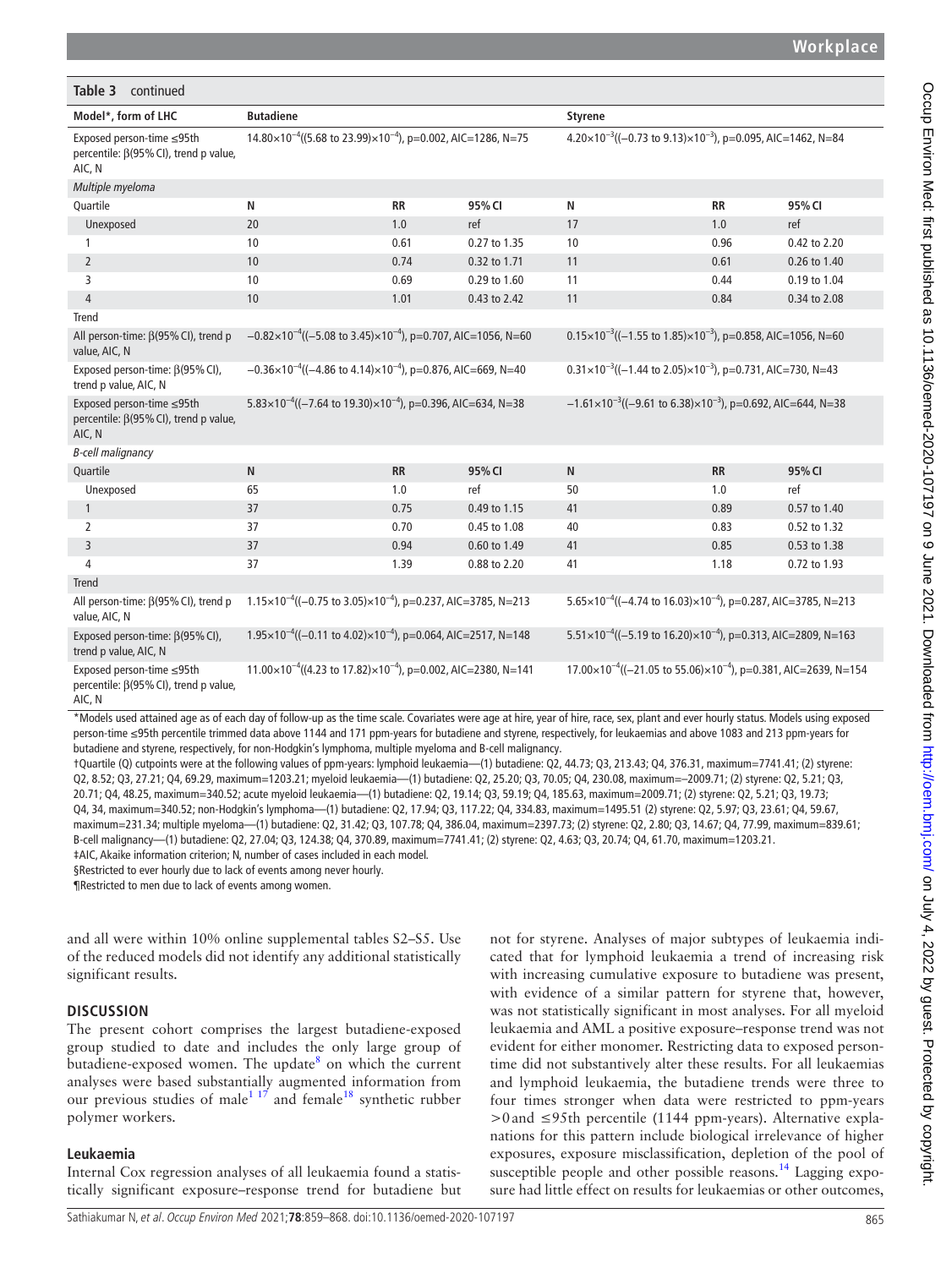**Table 3** continued

| Model*, form of LHC | Butadiene | | | Styrene | | |
|---|---|---|---|---|---|---|
| Exposed person-time ≤95th percentile: β(95% CI), trend p value, AIC, N | $14.80\times10^{-4}$(($5.68$ to $23.99$)$\times10^{-4}$), p=0.002, AIC=1286, N=75 | | | $4.20\times10^{-3}$(($-0.73$ to $9.13$)$\times10^{-3}$), p=0.095, AIC=1462, N=84 | | |
| *Multiple myeloma* | | | | | | |
| Quartile | N | RR | 95% CI | N | RR | 95% CI |
| Unexposed | 20 | 1.0 | ref | 17 | 1.0 | ref |
| 1 | 10 | 0.61 | 0.27 to 1.35 | 10 | 0.96 | 0.42 to 2.20 |
| 2 | 10 | 0.74 | 0.32 to 1.71 | 11 | 0.61 | 0.26 to 1.40 |
| 3 | 10 | 0.69 | 0.29 to 1.60 | 11 | 0.44 | 0.19 to 1.04 |
| 4 | 10 | 1.01 | 0.43 to 2.42 | 11 | 0.84 | 0.34 to 2.08 |
| Trend | | | | | | |
| All person-time: β(95% CI), trend p value, AIC, N | $-0.82\times10^{-4}$(($-5.08$ to $3.45$)$\times10^{-4}$), p=0.707, AIC=1056, N=60 | | | $0.15\times10^{-3}$(($-1.55$ to $1.85$)$\times10^{-3}$), p=0.858, AIC=1056, N=60 | | |
| Exposed person-time: β(95% CI), trend p value, AIC, N | $-0.36\times10^{-4}$(($-4.86$ to $4.14$)$\times10^{-4}$), p=0.876, AIC=669, N=40 | | | $0.31\times10^{-3}$(($-1.44$ to $2.05$)$\times10^{-3}$), p=0.731, AIC=730, N=43 | | |
| Exposed person-time ≤95th percentile: β(95% CI), trend p value, AIC, N | $5.83\times10^{-4}$(($-7.64$ to $19.30$)$\times10^{-4}$), p=0.396, AIC=634, N=38 | | | $-1.61\times10^{-3}$(($-9.61$ to $6.38$)$\times10^{-3}$), p=0.692, AIC=644, N=38 | | |
| *B-cell malignancy* | | | | | | |
| Quartile | N | RR | 95% CI | N | RR | 95% CI |
| Unexposed | 65 | 1.0 | ref | 50 | 1.0 | ref |
| 1 | 37 | 0.75 | 0.49 to 1.15 | 41 | 0.89 | 0.57 to 1.40 |
| 2 | 37 | 0.70 | 0.45 to 1.08 | 40 | 0.83 | 0.52 to 1.32 |
| 3 | 37 | 0.94 | 0.60 to 1.49 | 41 | 0.85 | 0.53 to 1.38 |
| 4 | 37 | 1.39 | 0.88 to 2.20 | 41 | 1.18 | 0.72 to 1.93 |
| Trend | | | | | | |
| All person-time: β(95% CI), trend p value, AIC, N | $1.15\times10^{-4}$(($-0.75$ to $3.05$)$\times10^{-4}$), p=0.237, AIC=3785, N=213 | | | $5.65\times10^{-4}$(($-4.74$ to $16.03$)$\times10^{-4}$), p=0.287, AIC=3785, N=213 | | |
| Exposed person-time: β(95% CI), trend p value, AIC, N | $1.95\times10^{-4}$(($-0.11$ to $4.02$)$\times10^{-4}$), p=0.064, AIC=2517, N=148 | | | $5.51\times10^{-4}$(($-5.19$ to $16.20$)$\times10^{-4}$), p=0.313, AIC=2809, N=163 | | |
| Exposed person-time ≤95th percentile: β(95% CI), trend p value, AIC, N | $11.00\times10^{-4}$(($4.23$ to $17.82$)$\times10^{-4}$), p=0.002, AIC=2380, N=141 | | | $17.00\times10^{-4}$(($-21.05$ to $55.06$)$\times10^{-4}$), p=0.381, AIC=2639, N=154 | | |

*Models used attained age as of each day of follow-up as the time scale. Covariates were age at hire, year of hire, race, sex, plant and ever hourly status. Models using exposed person-time ≤95th percentile trimmed data above 1144 and 171 ppm-years for butadiene and styrene, respectively, for leukaemias and above 1083 and 213 ppm-years for butadiene and styrene, respectively, for non-Hodgkin's lymphoma, multiple myeloma and B-cell malignancy.

†Quartile (Q) cutpoints were at the following values of ppm-years: lymphoid leukaemia—(1) butadiene: Q2, 44.73; Q3, 213.43; Q4, 376.31, maximum=7741.41; (2) styrene: Q2, 8.52; Q3, 27.21; Q4, 69.29, maximum=1203.21; myeloid leukaemia—(1) butadiene: Q2, 25.20; Q3, 70.05; Q4, 230.08, maximum=−2009.71; (2) styrene: Q2, 5.21; Q3, 20.71; Q4, 48.25, maximum=340.52; acute myeloid leukaemia—(1) butadiene: Q2, 19.14; Q3, 59.19; Q4, 185.63, maximum=2009.71; (2) styrene: Q2, 5.21; Q3, 19.73; Q4, 34, maximum=340.52; non-Hodgkin's lymphoma—(1) butadiene: Q2, 17.94; Q3, 117.22; Q4, 334.83, maximum=1495.51 (2) styrene: Q2, 5.97; Q3, 23.61; Q4, 59.67, maximum=231.34; multiple myeloma—(1) butadiene: Q2, 31.42; Q3, 107.78; Q4, 386.04, maximum=2397.73; (2) styrene: Q2, 2.80; Q3, 14.67; Q4, 77.99, maximum=839.61; B-cell malignancy—(1) butadiene: Q2, 27.04; Q3, 124.38; Q4, 370.89, maximum=7741.41; (2) styrene: Q2, 4.63; Q3, 20.74; Q4, 61.70, maximum=1203.21.

‡AIC, Akaike information criterion; N, number of cases included in each model.

§Restricted to ever hourly due to lack of events among never hourly.

¶Restricted to men due to lack of events among women.

and all were within 10% online supplemental tables S2–S5. Use of the reduced models did not identify any additional statistically significant results.

## DISCUSSION

The present cohort comprises the largest butadiene-exposed group studied to date and includes the only large group of butadiene-exposed women. The update[8] on which the current analyses were based substantially augmented information from our previous studies of male[1 17] and female[18] synthetic rubber polymer workers.

### Leukaemia

Internal Cox regression analyses of all leukaemia found a statistically significant exposure–response trend for butadiene but not for styrene. Analyses of major subtypes of leukaemia indicated that for lymphoid leukaemia a trend of increasing risk with increasing cumulative exposure to butadiene was present, with evidence of a similar pattern for styrene that, however, was not statistically significant in most analyses. For all myeloid leukaemia and AML a positive exposure–response trend was not evident for either monomer. Restricting data to exposed person-time did not substantively alter these results. For all leukaemias and lymphoid leukaemia, the butadiene trends were three to four times stronger when data were restricted to ppm-years >0 and ≤95th percentile (1144 ppm-years). Alternative explanations for this pattern include biological irrelevance of higher exposures, exposure misclassification, depletion of the pool of susceptible people and other possible reasons.[14] Lagging exposure had little effect on results for leukaemias or other outcomes,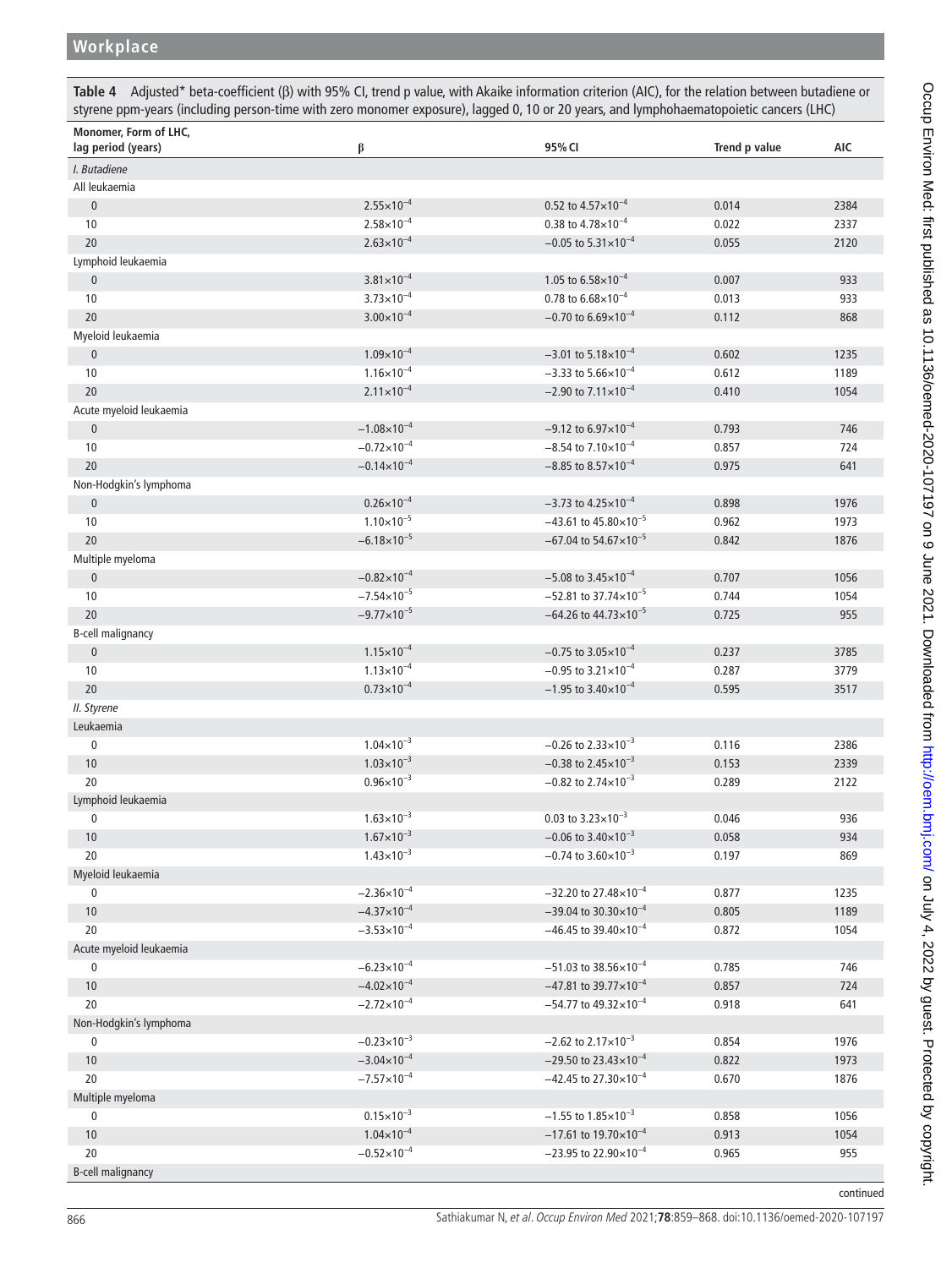**Table 4** Adjusted* beta-coefficient (β) with 95% CI, trend p value, with Akaike information criterion (AIC), for the relation between butadiene or styrene ppm-years (including person-time with zero monomer exposure), lagged 0, 10 or 20 years, and lymphohaematopoietic cancers (LHC)

| Monomer, Form of LHC, lag period (years) | β | 95% CI | Trend p value | AIC |
|---|---|---|---|---|
| *I. Butadiene* | | | | |
| All leukaemia | | | | |
| 0 | $2.55\times10^{-4}$ | 0.52 to $4.57\times10^{-4}$ | 0.014 | 2384 |
| 10 | $2.58\times10^{-4}$ | 0.38 to $4.78\times10^{-4}$ | 0.022 | 2337 |
| 20 | $2.63\times10^{-4}$ | −0.05 to $5.31\times10^{-4}$ | 0.055 | 2120 |
| Lymphoid leukaemia | | | | |
| 0 | $3.81\times10^{-4}$ | 1.05 to $6.58\times10^{-4}$ | 0.007 | 933 |
| 10 | $3.73\times10^{-4}$ | 0.78 to $6.68\times10^{-4}$ | 0.013 | 933 |
| 20 | $3.00\times10^{-4}$ | −0.70 to $6.69\times10^{-4}$ | 0.112 | 868 |
| Myeloid leukaemia | | | | |
| 0 | $1.09\times10^{-4}$ | −3.01 to $5.18\times10^{-4}$ | 0.602 | 1235 |
| 10 | $1.16\times10^{-4}$ | −3.33 to $5.66\times10^{-4}$ | 0.612 | 1189 |
| 20 | $2.11\times10^{-4}$ | −2.90 to $7.11\times10^{-4}$ | 0.410 | 1054 |
| Acute myeloid leukaemia | | | | |
| 0 | $-1.08\times10^{-4}$ | −9.12 to $6.97\times10^{-4}$ | 0.793 | 746 |
| 10 | $-0.72\times10^{-4}$ | −8.54 to $7.10\times10^{-4}$ | 0.857 | 724 |
| 20 | $-0.14\times10^{-4}$ | −8.85 to $8.57\times10^{-4}$ | 0.975 | 641 |
| Non-Hodgkin's lymphoma | | | | |
| 0 | $0.26\times10^{-4}$ | −3.73 to $4.25\times10^{-4}$ | 0.898 | 1976 |
| 10 | $1.10\times10^{-5}$ | −43.61 to $45.80\times10^{-5}$ | 0.962 | 1973 |
| 20 | $-6.18\times10^{-5}$ | −67.04 to $54.67\times10^{-5}$ | 0.842 | 1876 |
| Multiple myeloma | | | | |
| 0 | $-0.82\times10^{-4}$ | −5.08 to $3.45\times10^{-4}$ | 0.707 | 1056 |
| 10 | $-7.54\times10^{-5}$ | −52.81 to $37.74\times10^{-5}$ | 0.744 | 1054 |
| 20 | $-9.77\times10^{-5}$ | −64.26 to $44.73\times10^{-5}$ | 0.725 | 955 |
| B-cell malignancy | | | | |
| 0 | $1.15\times10^{-4}$ | −0.75 to $3.05\times10^{-4}$ | 0.237 | 3785 |
| 10 | $1.13\times10^{-4}$ | −0.95 to $3.21\times10^{-4}$ | 0.287 | 3779 |
| 20 | $0.73\times10^{-4}$ | −1.95 to $3.40\times10^{-4}$ | 0.595 | 3517 |
| *II. Styrene* | | | | |
| Leukaemia | | | | |
| 0 | $1.04\times10^{-3}$ | −0.26 to $2.33\times10^{-3}$ | 0.116 | 2386 |
| 10 | $1.03\times10^{-3}$ | −0.38 to $2.45\times10^{-3}$ | 0.153 | 2339 |
| 20 | $0.96\times10^{-3}$ | −0.82 to $2.74\times10^{-3}$ | 0.289 | 2122 |
| Lymphoid leukaemia | | | | |
| 0 | $1.63\times10^{-3}$ | 0.03 to $3.23\times10^{-3}$ | 0.046 | 936 |
| 10 | $1.67\times10^{-3}$ | −0.06 to $3.40\times10^{-3}$ | 0.058 | 934 |
| 20 | $1.43\times10^{-3}$ | −0.74 to $3.60\times10^{-3}$ | 0.197 | 869 |
| Myeloid leukaemia | | | | |
| 0 | $-2.36\times10^{-4}$ | −32.20 to $27.48\times10^{-4}$ | 0.877 | 1235 |
| 10 | $-4.37\times10^{-4}$ | −39.04 to $30.30\times10^{-4}$ | 0.805 | 1189 |
| 20 | $-3.53\times10^{-4}$ | −46.45 to $39.40\times10^{-4}$ | 0.872 | 1054 |
| Acute myeloid leukaemia | | | | |
| 0 | $-6.23\times10^{-4}$ | −51.03 to $38.56\times10^{-4}$ | 0.785 | 746 |
| 10 | $-4.02\times10^{-4}$ | −47.81 to $39.77\times10^{-4}$ | 0.857 | 724 |
| 20 | $-2.72\times10^{-4}$ | −54.77 to $49.32\times10^{-4}$ | 0.918 | 641 |
| Non-Hodgkin's lymphoma | | | | |
| 0 | $-0.23\times10^{-3}$ | −2.62 to $2.17\times10^{-3}$ | 0.854 | 1976 |
| 10 | $-3.04\times10^{-4}$ | −29.50 to $23.43\times10^{-4}$ | 0.822 | 1973 |
| 20 | $-7.57\times10^{-4}$ | −42.45 to $27.30\times10^{-4}$ | 0.670 | 1876 |
| Multiple myeloma | | | | |
| 0 | $0.15\times10^{-3}$ | −1.55 to $1.85\times10^{-3}$ | 0.858 | 1056 |
| 10 | $1.04\times10^{-4}$ | −17.61 to $19.70\times10^{-4}$ | 0.913 | 1054 |
| 20 | $-0.52\times10^{-4}$ | −23.95 to $22.90\times10^{-4}$ | 0.965 | 955 |
| B-cell malignancy | | | | |

continued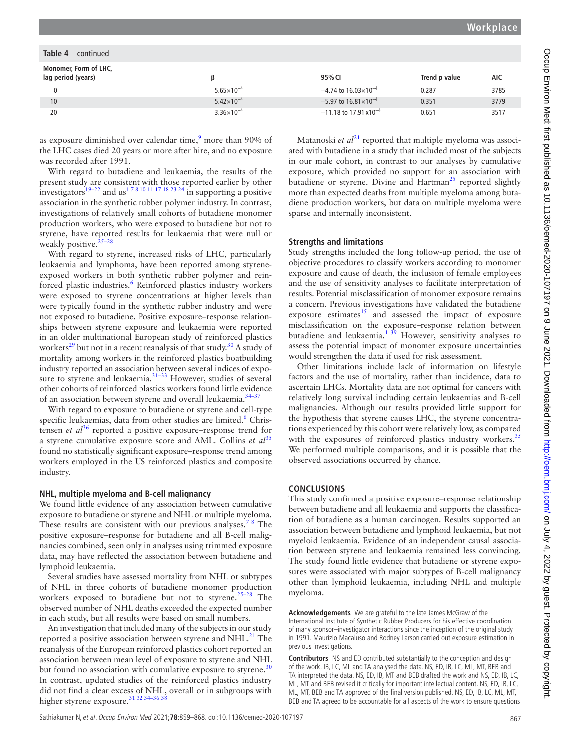**Table 4** continued

| Monomer, Form of LHC, lag period (years) | β | 95% CI | Trend p value | AIC |
|---|---|---|---|---|
| 0 | $5.65 \times 10^{-4}$ | $-4.74$ to $16.03 \times 10^{-4}$ | 0.287 | 3785 |
| 10 | $5.42 \times 10^{-4}$ | $-5.97$ to $16.81 \times 10^{-4}$ | 0.351 | 3779 |
| 20 | $3.36 \times 10^{-4}$ | $-11.18$ to $17.91 \times 10^{-4}$ | 0.651 | 3517 |

as exposure diminished over calendar time,[9] more than 90% of the LHC cases died 20 years or more after hire, and no exposure was recorded after 1991.

With regard to butadiene and leukaemia, the results of the present study are consistent with those reported earlier by other investigators[19–22] and us[1 7 8 10 11 17 18 23 24] in supporting a positive association in the synthetic rubber polymer industry. In contrast, investigations of relatively small cohorts of butadiene monomer production workers, who were exposed to butadiene but not to styrene, have reported results for leukaemia that were null or weakly positive.[25–28]

With regard to styrene, increased risks of LHC, particularly leukaemia and lymphoma, have been reported among styrene-exposed workers in both synthetic rubber polymer and reinforced plastic industries.[6] Reinforced plastics industry workers were exposed to styrene concentrations at higher levels than were typically found in the synthetic rubber industry and were not exposed to butadiene. Positive exposure–response relationships between styrene exposure and leukaemia were reported in an older multinational European study of reinforced plastics workers[29] but not in a recent reanalysis of that study.[30] A study of mortality among workers in the reinforced plastics boatbuilding industry reported an association between several indices of exposure to styrene and leukaemia.[31–33] However, studies of several other cohorts of reinforced plastics workers found little evidence of an association between styrene and overall leukaemia.[34–37]

With regard to exposure to butadiene or styrene and cell-type specific leukaemias, data from other studies are limited.[6] Christensen *et al*[36] reported a positive exposure–response trend for a styrene cumulative exposure score and AML. Collins *et al*[35] found no statistically significant exposure–response trend among workers employed in the US reinforced plastics and composite industry.

### NHL, multiple myeloma and B-cell malignancy

We found little evidence of any association between cumulative exposure to butadiene or styrene and NHL or multiple myeloma. These results are consistent with our previous analyses.[7 8] The positive exposure–response for butadiene and all B-cell malignancies combined, seen only in analyses using trimmed exposure data, may have reflected the association between butadiene and lymphoid leukaemia.

Several studies have assessed mortality from NHL or subtypes of NHL in three cohorts of butadiene monomer production workers exposed to butadiene but not to styrene.[25–28] The observed number of NHL deaths exceeded the expected number in each study, but all results were based on small numbers.

An investigation that included many of the subjects in our study reported a positive association between styrene and NHL.[21] The reanalysis of the European reinforced plastics cohort reported an association between mean level of exposure to styrene and NHL but found no association with cumulative exposure to styrene.[30] In contrast, updated studies of the reinforced plastics industry did not find a clear excess of NHL, overall or in subgroups with higher styrene exposure.[31 32 34–36 38]

Matanoski *et al*[21] reported that multiple myeloma was associated with butadiene in a study that included most of the subjects in our male cohort, in contrast to our analyses by cumulative exposure, which provided no support for an association with butadiene or styrene. Divine and Hartman[25] reported slightly more than expected deaths from multiple myeloma among butadiene production workers, but data on multiple myeloma were sparse and internally inconsistent.

### Strengths and limitations

Study strengths included the long follow-up period, the use of objective procedures to classify workers according to monomer exposure and cause of death, the inclusion of female employees and the use of sensitivity analyses to facilitate interpretation of results. Potential misclassification of monomer exposure remains a concern. Previous investigations have validated the butadiene exposure estimates[15] and assessed the impact of exposure misclassification on the exposure–response relation between butadiene and leukaemia.[1 39] However, sensitivity analyses to assess the potential impact of monomer exposure uncertainties would strengthen the data if used for risk assessment.

Other limitations include lack of information on lifestyle factors and the use of mortality, rather than incidence, data to ascertain LHCs. Mortality data are not optimal for cancers with relatively long survival including certain leukaemias and B-cell malignancies. Although our results provided little support for the hypothesis that styrene causes LHC, the styrene concentrations experienced by this cohort were relatively low, as compared with the exposures of reinforced plastics industry workers.[35] We performed multiple comparisons, and it is possible that the observed associations occurred by chance.

## CONCLUSIONS

This study confirmed a positive exposure–response relationship between butadiene and all leukaemia and supports the classification of butadiene as a human carcinogen. Results supported an association between butadiene and lymphoid leukaemia, but not myeloid leukaemia. Evidence of an independent causal association between styrene and leukaemia remained less convincing. The study found little evidence that butadiene or styrene exposures were associated with major subtypes of B-cell malignancy other than lymphoid leukaemia, including NHL and multiple myeloma.

**Acknowledgements** We are grateful to the late James McGraw of the International Institute of Synthetic Rubber Producers for his effective coordination of many sponsor–investigator interactions since the inception of the original study in 1991. Maurizio Macaluso and Rodney Larson carried out exposure estimation in previous investigations.

**Contributors** NS and ED contributed substantially to the conception and design of the work. IB, LC, ML and TA analysed the data. NS, ED, IB, LC, ML, MT, BEB and TA interpreted the data. NS, ED, IB, MT and BEB drafted the work and NS, ED, IB, LC, ML, MT and BEB revised it critically for important intellectual content. NS, ED, IB, LC, ML, MT, BEB and TA approved of the final version published. NS, ED, IB, LC, ML, MT, BEB and TA agreed to be accountable for all aspects of the work to ensure questions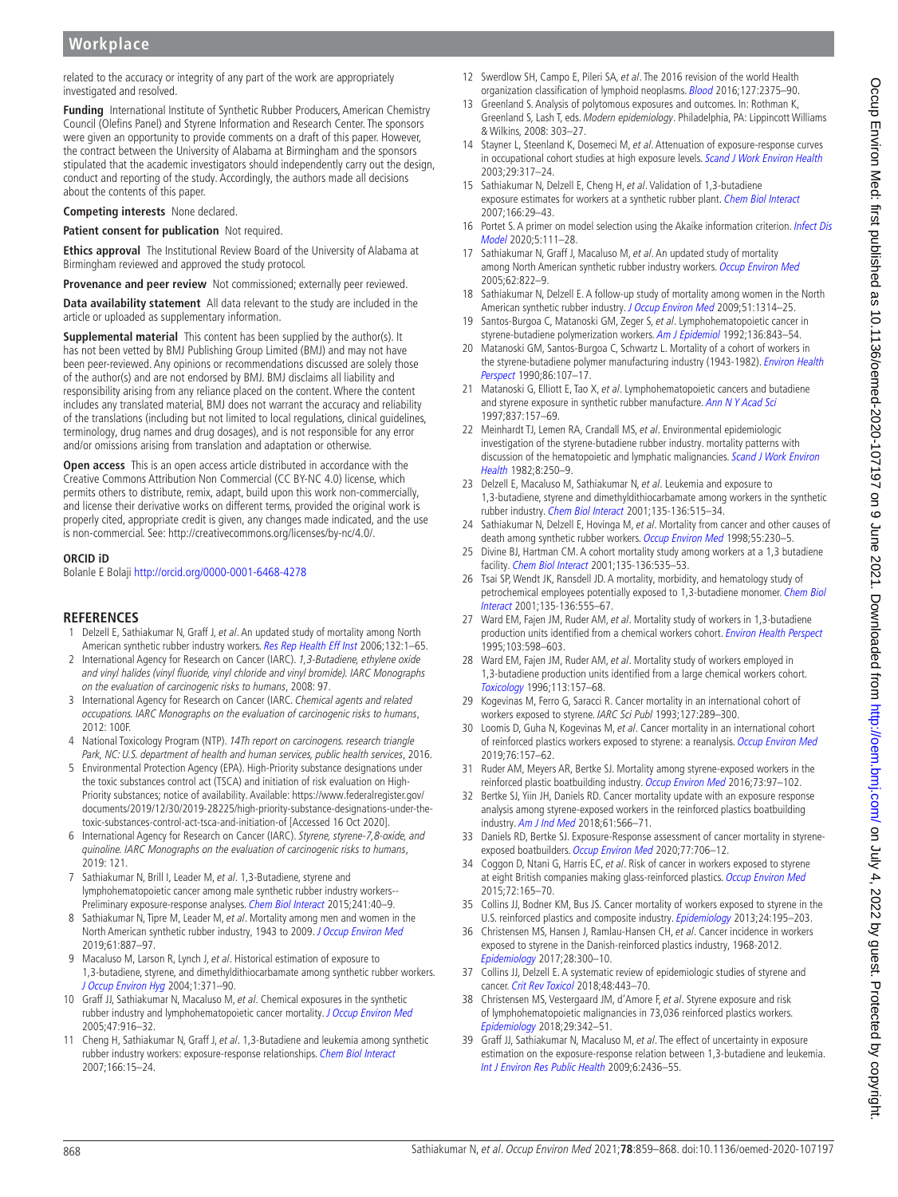related to the accuracy or integrity of any part of the work are appropriately investigated and resolved.

**Funding** International Institute of Synthetic Rubber Producers, American Chemistry Council (Olefins Panel) and Styrene Information and Research Center. The sponsors were given an opportunity to provide comments on a draft of this paper. However, the contract between the University of Alabama at Birmingham and the sponsors stipulated that the academic investigators should independently carry out the design, conduct and reporting of the study. Accordingly, the authors made all decisions about the contents of this paper.

**Competing interests** None declared.

**Patient consent for publication** Not required.

**Ethics approval** The Institutional Review Board of the University of Alabama at Birmingham reviewed and approved the study protocol.

**Provenance and peer review** Not commissioned; externally peer reviewed.

**Data availability statement** All data relevant to the study are included in the article or uploaded as supplementary information.

**Supplemental material** This content has been supplied by the author(s). It has not been vetted by BMJ Publishing Group Limited (BMJ) and may not have been peer-reviewed. Any opinions or recommendations discussed are solely those of the author(s) and are not endorsed by BMJ. BMJ disclaims all liability and responsibility arising from any reliance placed on the content. Where the content includes any translated material, BMJ does not warrant the accuracy and reliability of the translations (including but not limited to local regulations, clinical guidelines, terminology, drug names and drug dosages), and is not responsible for any error and/or omissions arising from translation and adaptation or otherwise.

**Open access** This is an open access article distributed in accordance with the Creative Commons Attribution Non Commercial (CC BY-NC 4.0) license, which permits others to distribute, remix, adapt, build upon this work non-commercially, and license their derivative works on different terms, provided the original work is properly cited, appropriate credit is given, any changes made indicated, and the use is non-commercial. See: http://creativecommons.org/licenses/by-nc/4.0/.

**ORCID iD**

Bolanle E Bolaji http://orcid.org/0000-0001-6468-4278

## REFERENCES

1. Delzell E, Sathiakumar N, Graff J, *et al*. An updated study of mortality among North American synthetic rubber industry workers. *Res Rep Health Eff Inst* 2006;132:1–65.
2. International Agency for Research on Cancer (IARC). *1,3-Butadiene, ethylene oxide and vinyl halides (vinyl fluoride, vinyl chloride and vinyl bromide). IARC Monographs on the evaluation of carcinogenic risks to humans*, 2008: 97.
3. International Agency for Research on Cancer (IARC. *Chemical agents and related occupations. IARC Monographs on the evaluation of carcinogenic risks to humans*, 2012: 100F.
4. National Toxicology Program (NTP). *14Th report on carcinogens. research triangle Park, NC: U.S. department of health and human services, public health services*, 2016.
5. Environmental Protection Agency (EPA). High-Priority substance designations under the toxic substances control act (TSCA) and initiation of risk evaluation on High-Priority substances; notice of availability. Available: https://www.federalregister.gov/documents/2019/12/30/2019-28225/high-priority-substance-designations-under-the-toxic-substances-control-act-tsca-and-initiation-of [Accessed 16 Oct 2020].
6. International Agency for Research on Cancer (IARC). *Styrene, styrene-7,8-oxide, and quinoline. IARC Monographs on the evaluation of carcinogenic risks to humans*, 2019: 121.
7. Sathiakumar N, Brill I, Leader M, *et al*. 1,3-Butadiene, styrene and lymphohematopoietic cancer among male synthetic rubber industry workers--Preliminary exposure-response analyses. *Chem Biol Interact* 2015;241:40–9.
8. Sathiakumar N, Tipre M, Leader M, *et al*. Mortality among men and women in the North American synthetic rubber industry, 1943 to 2009. *J Occup Environ Med* 2019;61:887–97.
9. Macaluso M, Larson R, Lynch J, *et al*. Historical estimation of exposure to 1,3-butadiene, styrene, and dimethyldithiocarbamate among synthetic rubber workers. *J Occup Environ Hyg* 2004;1:371–90.
10. Graff JJ, Sathiakumar N, Macaluso M, *et al*. Chemical exposures in the synthetic rubber industry and lymphohematopoietic cancer mortality. *J Occup Environ Med* 2005;47:916–32.
11. Cheng H, Sathiakumar N, Graff J, *et al*. 1,3-Butadiene and leukemia among synthetic rubber industry workers: exposure-response relationships. *Chem Biol Interact* 2007;166:15–24.
12. Swerdlow SH, Campo E, Pileri SA, *et al*. The 2016 revision of the world Health organization classification of lymphoid neoplasms. *Blood* 2016;127:2375–90.
13. Greenland S. Analysis of polytomous exposures and outcomes. In: Rothman K, Greenland S, Lash T, eds. *Modern epidemiology*. Philadelphia, PA: Lippincott Williams & Wilkins, 2008: 303–27.
14. Stayner L, Steenland K, Dosemeci M, *et al*. Attenuation of exposure-response curves in occupational cohort studies at high exposure levels. *Scand J Work Environ Health* 2003;29:317–24.
15. Sathiakumar N, Delzell E, Cheng H, *et al*. Validation of 1,3-butadiene exposure estimates for workers at a synthetic rubber plant. *Chem Biol Interact* 2007;166:29–43.
16. Portet S. A primer on model selection using the Akaike information criterion. *Infect Dis Model* 2020;5:111–28.
17. Sathiakumar N, Graff J, Macaluso M, *et al*. An updated study of mortality among North American synthetic rubber industry workers. *Occup Environ Med* 2005;62:822–9.
18. Sathiakumar N, Delzell E. A follow-up study of mortality among women in the North American synthetic rubber industry. *J Occup Environ Med* 2009;51:1314–25.
19. Santos-Burgoa C, Matanoski GM, Zeger S, *et al*. Lymphohematopoietic cancer in styrene-butadiene polymerization workers. *Am J Epidemiol* 1992;136:843–54.
20. Matanoski GM, Santos-Burgoa C, Schwartz L. Mortality of a cohort of workers in the styrene-butadiene polymer manufacturing industry (1943-1982). *Environ Health Perspect* 1990;86:107–17.
21. Matanoski GG, Elliott E, Tao X, *et al*. Lymphohematopoietic cancers and butadiene and styrene exposure in synthetic rubber manufacture. *Ann N Y Acad Sci* 1997;837:157–69.
22. Meinhardt TJ, Lemen RA, Crandall MS, *et al*. Environmental epidemiologic investigation of the styrene-butadiene rubber industry. mortality patterns with discussion of the hematopoietic and lymphatic malignancies. *Scand J Work Environ Health* 1982;8:250–9.
23. Delzell E, Macaluso M, Sathiakumar N, *et al*. Leukemia and exposure to 1,3-butadiene, styrene and dimethyldithiocarbamate among workers in the synthetic rubber industry. *Chem Biol Interact* 2001;135-136:515–34.
24. Sathiakumar N, Delzell E, Hovinga M, *et al*. Mortality from cancer and other causes of death among synthetic rubber workers. *Occup Environ Med* 1998;55:230–5.
25. Divine BJ, Hartman CM. A cohort mortality study among workers at a 1,3 butadiene facility. *Chem Biol Interact* 2001;135-136:535–53.
26. Tsai SP, Wendt JK, Ransdell JD. A mortality, morbidity, and hematology study of petrochemical employees potentially exposed to 1,3-butadiene monomer. *Chem Biol Interact* 2001;135-136:555–67.
27. Ward EM, Fajen JM, Ruder AM, *et al*. Mortality study of workers in 1,3-butadiene production units identified from a chemical workers cohort. *Environ Health Perspect* 1995;103:598–603.
28. Ward EM, Fajen JM, Ruder AM, *et al*. Mortality study of workers employed in 1,3-butadiene production units identified from a large chemical workers cohort. *Toxicology* 1996;113:157–68.
29. Kogevinas M, Ferro G, Saracci R. Cancer mortality in an international cohort of workers exposed to styrene. *IARC Sci Publ* 1993;127:289–300.
30. Loomis D, Guha N, Kogevinas M, *et al*. Cancer mortality in an international cohort of reinforced plastics workers exposed to styrene: a reanalysis. *Occup Environ Med* 2019;76:157–62.
31. Ruder AM, Meyers AR, Bertke SJ. Mortality among styrene-exposed workers in the reinforced plastic boatbuilding industry. *Occup Environ Med* 2016;73:97–102.
32. Bertke SJ, Yiin JH, Daniels RD. Cancer mortality update with an exposure response analysis among styrene-exposed workers in the reinforced plastics boatbuilding industry. *Am J Ind Med* 2018;61:566–71.
33. Daniels RD, Bertke SJ. Exposure-Response assessment of cancer mortality in styrene-exposed boatbuilders. *Occup Environ Med* 2020;77:706–12.
34. Coggon D, Ntani G, Harris EC, *et al*. Risk of cancer in workers exposed to styrene at eight British companies making glass-reinforced plastics. *Occup Environ Med* 2015;72:165–70.
35. Collins JJ, Bodner KM, Bus JS. Cancer mortality of workers exposed to styrene in the U.S. reinforced plastics and composite industry. *Epidemiology* 2013;24:195–203.
36. Christensen MS, Hansen J, Ramlau-Hansen CH, *et al*. Cancer incidence in workers exposed to styrene in the Danish-reinforced plastics industry, 1968-2012. *Epidemiology* 2017;28:300–10.
37. Collins JJ, Delzell E. A systematic review of epidemiologic studies of styrene and cancer. *Crit Rev Toxicol* 2018;48:443–70.
38. Christensen MS, Vestergaard JM, d'Amore F, *et al*. Styrene exposure and risk of lymphohematopoietic malignancies in 73,036 reinforced plastics workers. *Epidemiology* 2018;29:342–51.
39. Graff JJ, Sathiakumar N, Macaluso M, *et al*. The effect of uncertainty in exposure estimation on the exposure-response relation between 1,3-butadiene and leukemia. *Int J Environ Res Public Health* 2009;6:2436–55.